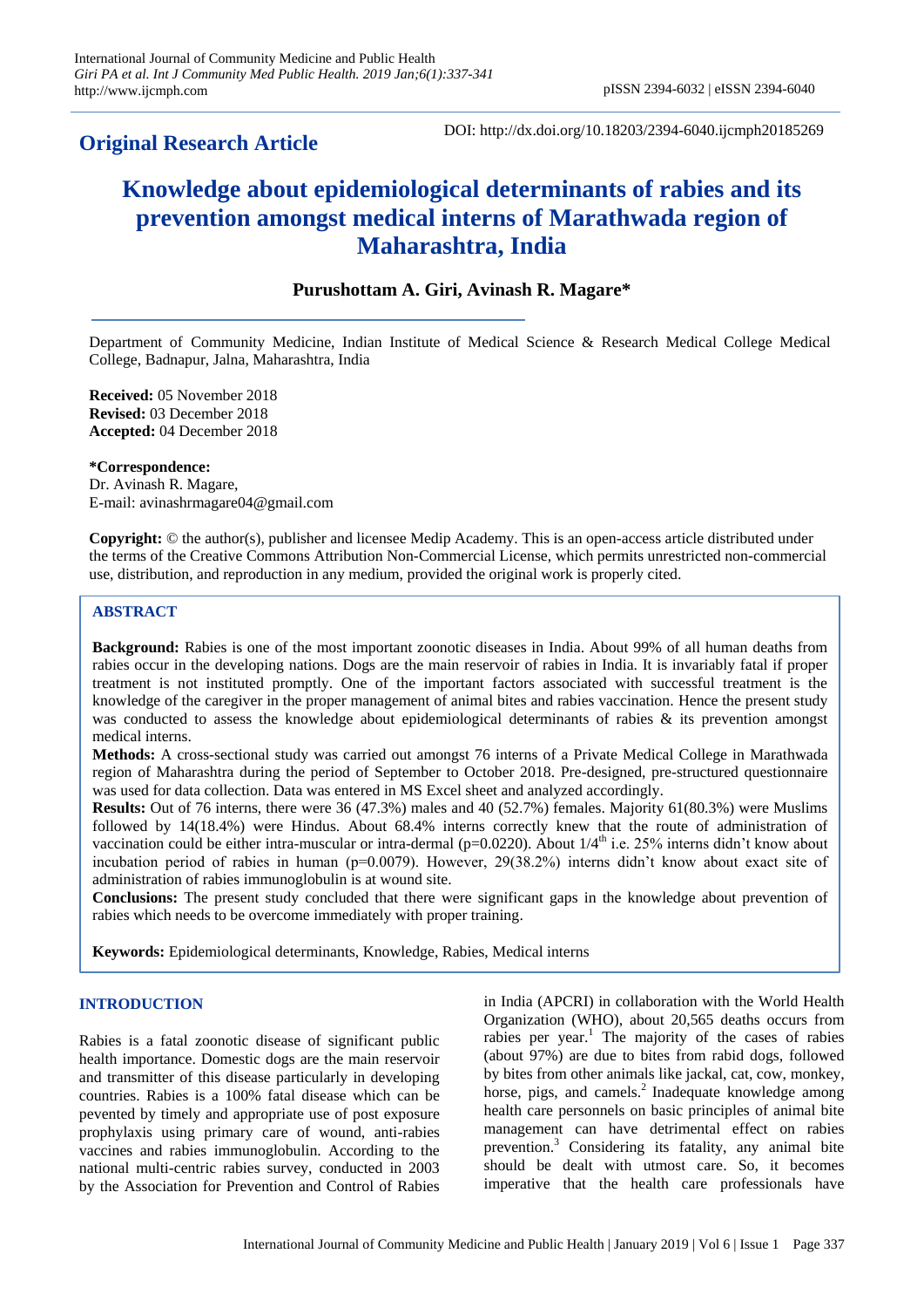**Original Research Article**

DOI: http://dx.doi.org/10.18203/2394-6040.ijcmph20185269

# Knowledge about epidemiological determinants of rabies and its prevention amongst medical interns of Marathwada region of Maharashtra, India

**Purushottam A. Giri, Avinash R. Magare***

Department of Community Medicine, Indian Institute of Medical Science & Research Medical College Medical College, Badnapur, Jalna, Maharashtra, India

**Received:** 05 November 2018
**Revised:** 03 December 2018
**Accepted:** 04 December 2018

**\*Correspondence:**
Dr. Avinash R. Magare,
E-mail: avinashrmagare04@gmail.com

**Copyright:** © the author(s), publisher and licensee Medip Academy. This is an open-access article distributed under the terms of the Creative Commons Attribution Non-Commercial License, which permits unrestricted non-commercial use, distribution, and reproduction in any medium, provided the original work is properly cited.

## ABSTRACT

**Background:** Rabies is one of the most important zoonotic diseases in India. About 99% of all human deaths from rabies occur in the developing nations. Dogs are the main reservoir of rabies in India. It is invariably fatal if proper treatment is not instituted promptly. One of the important factors associated with successful treatment is the knowledge of the caregiver in the proper management of animal bites and rabies vaccination. Hence the present study was conducted to assess the knowledge about epidemiological determinants of rabies & its prevention amongst medical interns.

**Methods:** A cross-sectional study was carried out amongst 76 interns of a Private Medical College in Marathwada region of Maharashtra during the period of September to October 2018. Pre-designed, pre-structured questionnaire was used for data collection. Data was entered in MS Excel sheet and analyzed accordingly.

**Results:** Out of 76 interns, there were 36 (47.3%) males and 40 (52.7%) females. Majority 61(80.3%) were Muslims followed by 14(18.4%) were Hindus. About 68.4% interns correctly knew that the route of administration of vaccination could be either intra-muscular or intra-dermal ($p=0.0220$). About $1/4^{th}$ i.e. 25% interns didn't know about incubation period of rabies in human ($p=0.0079$). However, 29(38.2%) interns didn't know about exact site of administration of rabies immunoglobulin is at wound site.

**Conclusions:** The present study concluded that there were significant gaps in the knowledge about prevention of rabies which needs to be overcome immediately with proper training.

**Keywords:** Epidemiological determinants, Knowledge, Rabies, Medical interns

## INTRODUCTION

Rabies is a fatal zoonotic disease of significant public health importance. Domestic dogs are the main reservoir and transmitter of this disease particularly in developing countries. Rabies is a 100% fatal disease which can be pevented by timely and appropriate use of post exposure prophylaxis using primary care of wound, anti-rabies vaccines and rabies immunoglobulin. According to the national multi-centric rabies survey, conducted in 2003 by the Association for Prevention and Control of Rabies in India (APCRI) in collaboration with the World Health Organization (WHO), about 20,565 deaths occurs from rabies per year.[1] The majority of the cases of rabies (about 97%) are due to bites from rabid dogs, followed by bites from other animals like jackal, cat, cow, monkey, horse, pigs, and camels.[2] Inadequate knowledge among health care personnels on basic principles of animal bite management can have detrimental effect on rabies prevention.[3] Considering its fatality, any animal bite should be dealt with utmost care. So, it becomes imperative that the health care professionals have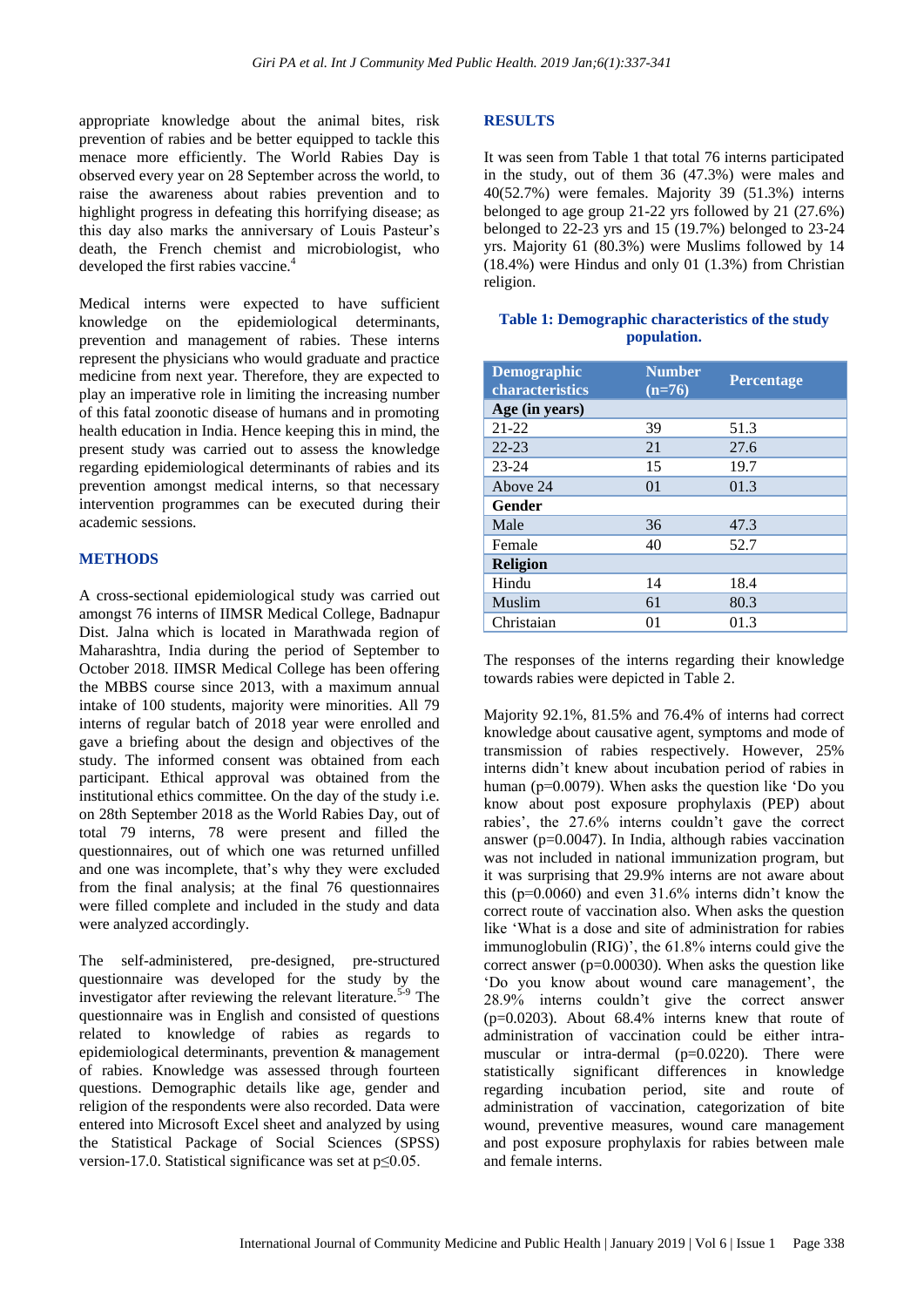appropriate knowledge about the animal bites, risk prevention of rabies and be better equipped to tackle this menace more efficiently. The World Rabies Day is observed every year on 28 September across the world, to raise the awareness about rabies prevention and to highlight progress in defeating this horrifying disease; as this day also marks the anniversary of Louis Pasteur's death, the French chemist and microbiologist, who developed the first rabies vaccine.[4]

Medical interns were expected to have sufficient knowledge on the epidemiological determinants, prevention and management of rabies. These interns represent the physicians who would graduate and practice medicine from next year. Therefore, they are expected to play an imperative role in limiting the increasing number of this fatal zoonotic disease of humans and in promoting health education in India. Hence keeping this in mind, the present study was carried out to assess the knowledge regarding epidemiological determinants of rabies and its prevention amongst medical interns, so that necessary intervention programmes can be executed during their academic sessions.

## METHODS

A cross-sectional epidemiological study was carried out amongst 76 interns of IIMSR Medical College, Badnapur Dist. Jalna which is located in Marathwada region of Maharashtra, India during the period of September to October 2018. IIMSR Medical College has been offering the MBBS course since 2013, with a maximum annual intake of 100 students, majority were minorities. All 79 interns of regular batch of 2018 year were enrolled and gave a briefing about the design and objectives of the study. The informed consent was obtained from each participant. Ethical approval was obtained from the institutional ethics committee. On the day of the study i.e. on 28th September 2018 as the World Rabies Day, out of total 79 interns, 78 were present and filled the questionnaires, out of which one was returned unfilled and one was incomplete, that's why they were excluded from the final analysis; at the final 76 questionnaires were filled complete and included in the study and data were analyzed accordingly.

The self-administered, pre-designed, pre-structured questionnaire was developed for the study by the investigator after reviewing the relevant literature.[5-9] The questionnaire was in English and consisted of questions related to knowledge of rabies as regards to epidemiological determinants, prevention & management of rabies. Knowledge was assessed through fourteen questions. Demographic details like age, gender and religion of the respondents were also recorded. Data were entered into Microsoft Excel sheet and analyzed by using the Statistical Package of Social Sciences (SPSS) version-17.0. Statistical significance was set at $p \leq 0.05$.

## RESULTS

It was seen from Table 1 that total 76 interns participated in the study, out of them 36 (47.3%) were males and 40(52.7%) were females. Majority 39 (51.3%) interns belonged to age group 21-22 yrs followed by 21 (27.6%) belonged to 22-23 yrs and 15 (19.7%) belonged to 23-24 yrs. Majority 61 (80.3%) were Muslims followed by 14 (18.4%) were Hindus and only 01 (1.3%) from Christian religion.

**Table 1: Demographic characteristics of the study population.**

| Demographic characteristics | Number (n=76) | Percentage |
|---|---|---|
| **Age (in years)** | | |
| 21-22 | 39 | 51.3 |
| 22-23 | 21 | 27.6 |
| 23-24 | 15 | 19.7 |
| Above 24 | 01 | 01.3 |
| **Gender** | | |
| Male | 36 | 47.3 |
| Female | 40 | 52.7 |
| **Religion** | | |
| Hindu | 14 | 18.4 |
| Muslim | 61 | 80.3 |
| Christaian | 01 | 01.3 |

The responses of the interns regarding their knowledge towards rabies were depicted in Table 2.

Majority 92.1%, 81.5% and 76.4% of interns had correct knowledge about causative agent, symptoms and mode of transmission of rabies respectively. However, 25% interns didn't knew about incubation period of rabies in human ($p=0.0079$). When asks the question like 'Do you know about post exposure prophylaxis (PEP) about rabies', the 27.6% interns couldn't gave the correct answer ($p=0.0047$). In India, although rabies vaccination was not included in national immunization program, but it was surprising that 29.9% interns are not aware about this ($p=0.0060$) and even 31.6% interns didn't know the correct route of vaccination also. When asks the question like 'What is a dose and site of administration for rabies immunoglobulin (RIG)', the 61.8% interns could give the correct answer ($p=0.00030$). When asks the question like 'Do you know about wound care management', the 28.9% interns couldn't give the correct answer ($p=0.0203$). About 68.4% interns knew that route of administration of vaccination could be either intra-muscular or intra-dermal ($p=0.0220$). There were statistically significant differences in knowledge regarding incubation period, site and route of administration of vaccination, categorization of bite wound, preventive measures, wound care management and post exposure prophylaxis for rabies between male and female interns.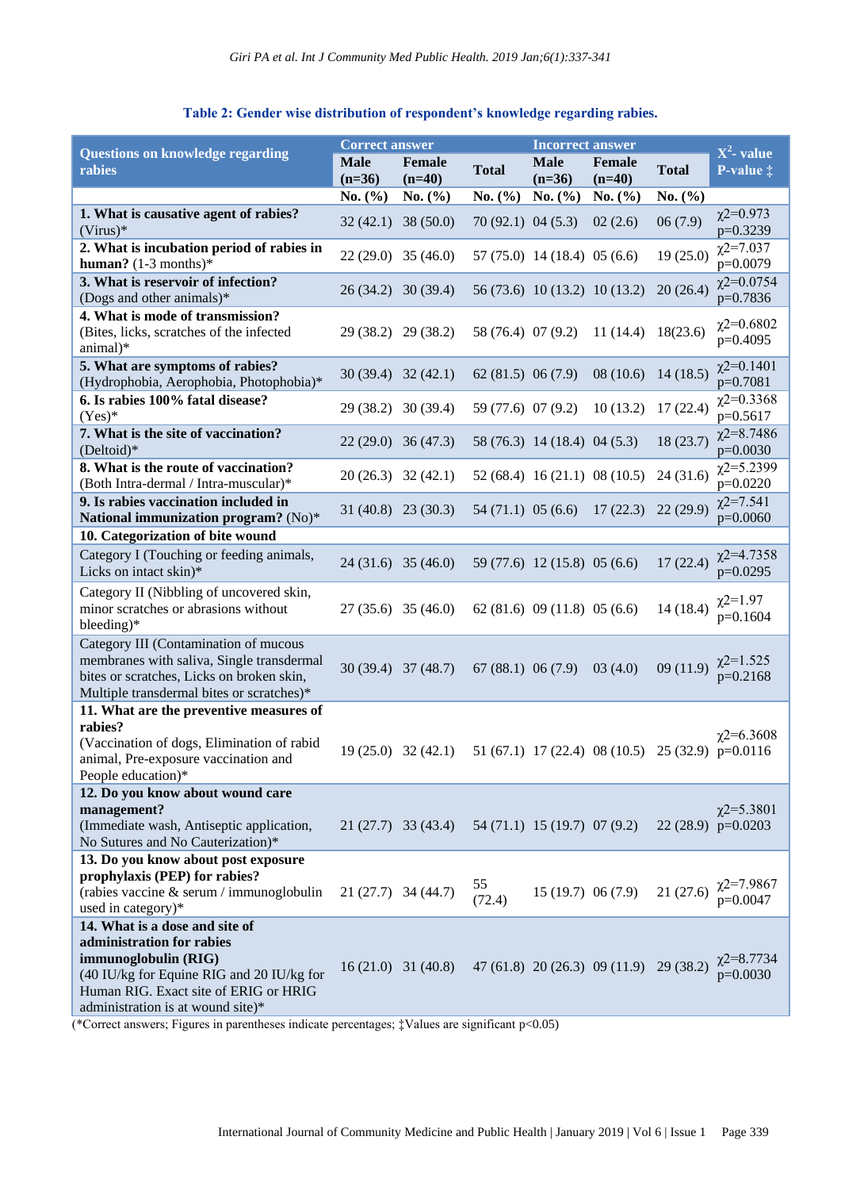**Table 2: Gender wise distribution of respondent's knowledge regarding rabies.**

| Questions on knowledge regarding rabies | Correct answer | | | Incorrect answer | | | $X^2$- value P-value ‡ |
|---|---|---|---|---|---|---|---|
| | Male (n=36) | Female (n=40) | Total | Male (n=36) | Female (n=40) | Total | |
| | No. (%) | No. (%) | No. (%) | No. (%) | No. (%) | No. (%) | |
| **1. What is causative agent of rabies?** (Virus)* | 32 (42.1) | 38 (50.0) | 70 (92.1) | 04 (5.3) | 02 (2.6) | 06 (7.9) | $\chi^2$=0.973 p=0.3239 |
| **2. What is incubation period of rabies in human?** (1-3 months)* | 22 (29.0) | 35 (46.0) | 57 (75.0) | 14 (18.4) | 05 (6.6) | 19 (25.0) | $\chi^2$=7.037 p=0.0079 |
| **3. What is reservoir of infection?** (Dogs and other animals)* | 26 (34.2) | 30 (39.4) | 56 (73.6) | 10 (13.2) | 10 (13.2) | 20 (26.4) | $\chi^2$=0.0754 p=0.7836 |
| **4. What is mode of transmission?** (Bites, licks, scratches of the infected animal)* | 29 (38.2) | 29 (38.2) | 58 (76.4) | 07 (9.2) | 11 (14.4) | 18(23.6) | $\chi^2$=0.6802 p=0.4095 |
| **5. What are symptoms of rabies?** (Hydrophobia, Aerophobia, Photophobia)* | 30 (39.4) | 32 (42.1) | 62 (81.5) | 06 (7.9) | 08 (10.6) | 14 (18.5) | $\chi^2$=0.1401 p=0.7081 |
| **6. Is rabies 100% fatal disease?** (Yes)* | 29 (38.2) | 30 (39.4) | 59 (77.6) | 07 (9.2) | 10 (13.2) | 17 (22.4) | $\chi^2$=0.3368 p=0.5617 |
| **7. What is the site of vaccination?** (Deltoid)* | 22 (29.0) | 36 (47.3) | 58 (76.3) | 14 (18.4) | 04 (5.3) | 18 (23.7) | $\chi^2$=8.7486 p=0.0030 |
| **8. What is the route of vaccination?** (Both Intra-dermal / Intra-muscular)* | 20 (26.3) | 32 (42.1) | 52 (68.4) | 16 (21.1) | 08 (10.5) | 24 (31.6) | $\chi^2$=5.2399 p=0.0220 |
| **9. Is rabies vaccination included in National immunization program?** (No)* | 31 (40.8) | 23 (30.3) | 54 (71.1) | 05 (6.6) | 17 (22.3) | 22 (29.9) | $\chi^2$=7.541 p=0.0060 |
| **10. Categorization of bite wound** | | | | | | | |
| Category I (Touching or feeding animals, Licks on intact skin)* | 24 (31.6) | 35 (46.0) | 59 (77.6) | 12 (15.8) | 05 (6.6) | 17 (22.4) | $\chi^2$=4.7358 p=0.0295 |
| Category II (Nibbling of uncovered skin, minor scratches or abrasions without bleeding)* | 27 (35.6) | 35 (46.0) | 62 (81.6) | 09 (11.8) | 05 (6.6) | 14 (18.4) | $\chi^2$=1.97 p=0.1604 |
| Category III (Contamination of mucous membranes with saliva, Single transdermal bites or scratches, Licks on broken skin, Multiple transdermal bites or scratches)* | 30 (39.4) | 37 (48.7) | 67 (88.1) | 06 (7.9) | 03 (4.0) | 09 (11.9) | $\chi^2$=1.525 p=0.2168 |
| **11. What are the preventive measures of rabies?** (Vaccination of dogs, Elimination of rabid animal, Pre-exposure vaccination and People education)* | 19 (25.0) | 32 (42.1) | 51 (67.1) | 17 (22.4) | 08 (10.5) | 25 (32.9) | $\chi^2$=6.3608 p=0.0116 |
| **12. Do you know about wound care management?** (Immediate wash, Antiseptic application, No Sutures and No Cauterization)* | 21 (27.7) | 33 (43.4) | 54 (71.1) | 15 (19.7) | 07 (9.2) | 22 (28.9) | $\chi^2$=5.3801 p=0.0203 |
| **13. Do you know about post exposure prophylaxis (PEP) for rabies?** (rabies vaccine & serum / immunoglobulin used in category)* | 21 (27.7) | 34 (44.7) | 55 (72.4) | 15 (19.7) | 06 (7.9) | 21 (27.6) | $\chi^2$=7.9867 p=0.0047 |
| **14. What is a dose and site of administration for rabies immunoglobulin (RIG)** (40 IU/kg for Equine RIG and 20 IU/kg for Human RIG. Exact site of ERIG or HRIG administration is at wound site)* | 16 (21.0) | 31 (40.8) | 47 (61.8) | 20 (26.3) | 09 (11.9) | 29 (38.2) | $\chi^2$=8.7734 p=0.0030 |

(*Correct answers; Figures in parentheses indicate percentages; ‡Values are significant $p<0.05$)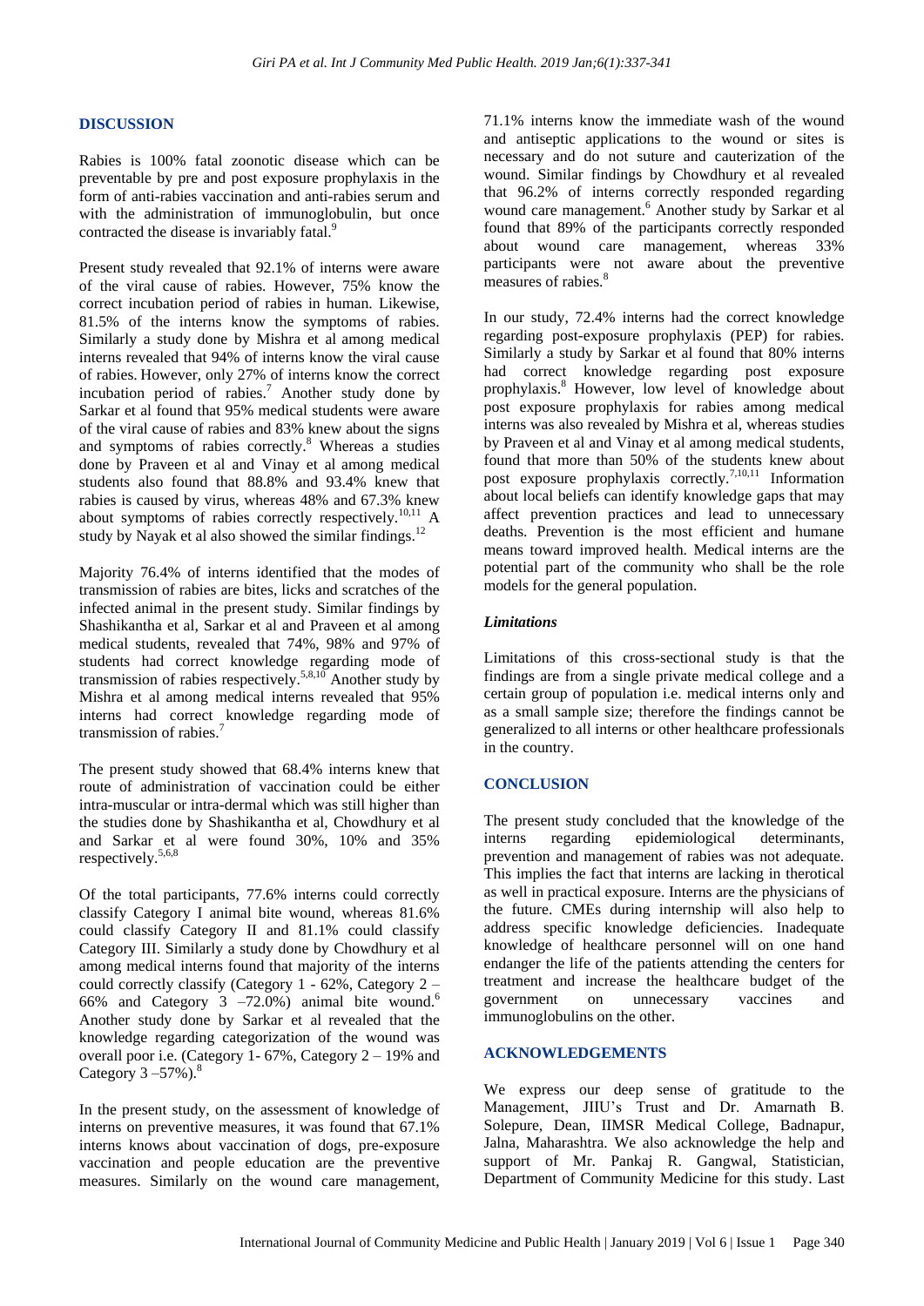## DISCUSSION

Rabies is 100% fatal zoonotic disease which can be preventable by pre and post exposure prophylaxis in the form of anti-rabies vaccination and anti-rabies serum and with the administration of immunoglobulin, but once contracted the disease is invariably fatal.[9]

Present study revealed that 92.1% of interns were aware of the viral cause of rabies. However, 75% know the correct incubation period of rabies in human. Likewise, 81.5% of the interns know the symptoms of rabies. Similarly a study done by Mishra et al among medical interns revealed that 94% of interns know the viral cause of rabies. However, only 27% of interns know the correct incubation period of rabies.[7] Another study done by Sarkar et al found that 95% medical students were aware of the viral cause of rabies and 83% knew about the signs and symptoms of rabies correctly.[8] Whereas a studies done by Praveen et al and Vinay et al among medical students also found that 88.8% and 93.4% knew that rabies is caused by virus, whereas 48% and 67.3% knew about symptoms of rabies correctly respectively.[10,11] A study by Nayak et al also showed the similar findings.[12]

Majority 76.4% of interns identified that the modes of transmission of rabies are bites, licks and scratches of the infected animal in the present study. Similar findings by Shashikantha et al, Sarkar et al and Praveen et al among medical students, revealed that 74%, 98% and 97% of students had correct knowledge regarding mode of transmission of rabies respectively.[5,8,10] Another study by Mishra et al among medical interns revealed that 95% interns had correct knowledge regarding mode of transmission of rabies.[7]

The present study showed that 68.4% interns knew that route of administration of vaccination could be either intra-muscular or intra-dermal which was still higher than the studies done by Shashikantha et al, Chowdhury et al and Sarkar et al were found 30%, 10% and 35% respectively.[5,6,8]

Of the total participants, 77.6% interns could correctly classify Category I animal bite wound, whereas 81.6% could classify Category II and 81.1% could classify Category III. Similarly a study done by Chowdhury et al among medical interns found that majority of the interns could correctly classify (Category 1 - 62%, Category 2 – 66% and Category 3 –72.0%) animal bite wound.[6] Another study done by Sarkar et al revealed that the knowledge regarding categorization of the wound was overall poor i.e. (Category 1- 67%, Category 2 – 19% and Category 3 –57%).[8]

In the present study, on the assessment of knowledge of interns on preventive measures, it was found that 67.1% interns knows about vaccination of dogs, pre-exposure vaccination and people education are the preventive measures. Similarly on the wound care management, 71.1% interns know the immediate wash of the wound and antiseptic applications to the wound or sites is necessary and do not suture and cauterization of the wound. Similar findings by Chowdhury et al revealed that 96.2% of interns correctly responded regarding wound care management.[6] Another study by Sarkar et al found that 89% of the participants correctly responded about wound care management, whereas 33% participants were not aware about the preventive measures of rabies.[8]

In our study, 72.4% interns had the correct knowledge regarding post-exposure prophylaxis (PEP) for rabies. Similarly a study by Sarkar et al found that 80% interns had correct knowledge regarding post exposure prophylaxis.[8] However, low level of knowledge about post exposure prophylaxis for rabies among medical interns was also revealed by Mishra et al, whereas studies by Praveen et al and Vinay et al among medical students, found that more than 50% of the students knew about post exposure prophylaxis correctly.[7,10,11] Information about local beliefs can identify knowledge gaps that may affect prevention practices and lead to unnecessary deaths. Prevention is the most efficient and humane means toward improved health. Medical interns are the potential part of the community who shall be the role models for the general population.

### *Limitations*

Limitations of this cross-sectional study is that the findings are from a single private medical college and a certain group of population i.e. medical interns only and as a small sample size; therefore the findings cannot be generalized to all interns or other healthcare professionals in the country.

## CONCLUSION

The present study concluded that the knowledge of the interns regarding epidemiological determinants, prevention and management of rabies was not adequate. This implies the fact that interns are lacking in therotical as well in practical exposure. Interns are the physicians of the future. CMEs during internship will also help to address specific knowledge deficiencies. Inadequate knowledge of healthcare personnel will on one hand endanger the life of the patients attending the centers for treatment and increase the healthcare budget of the government on unnecessary vaccines and immunoglobulins on the other.

## ACKNOWLEDGEMENTS

We express our deep sense of gratitude to the Management, JIIU's Trust and Dr. Amarnath B. Solepure, Dean, IIMSR Medical College, Badnapur, Jalna, Maharashtra. We also acknowledge the help and support of Mr. Pankaj R. Gangwal, Statistician, Department of Community Medicine for this study. Last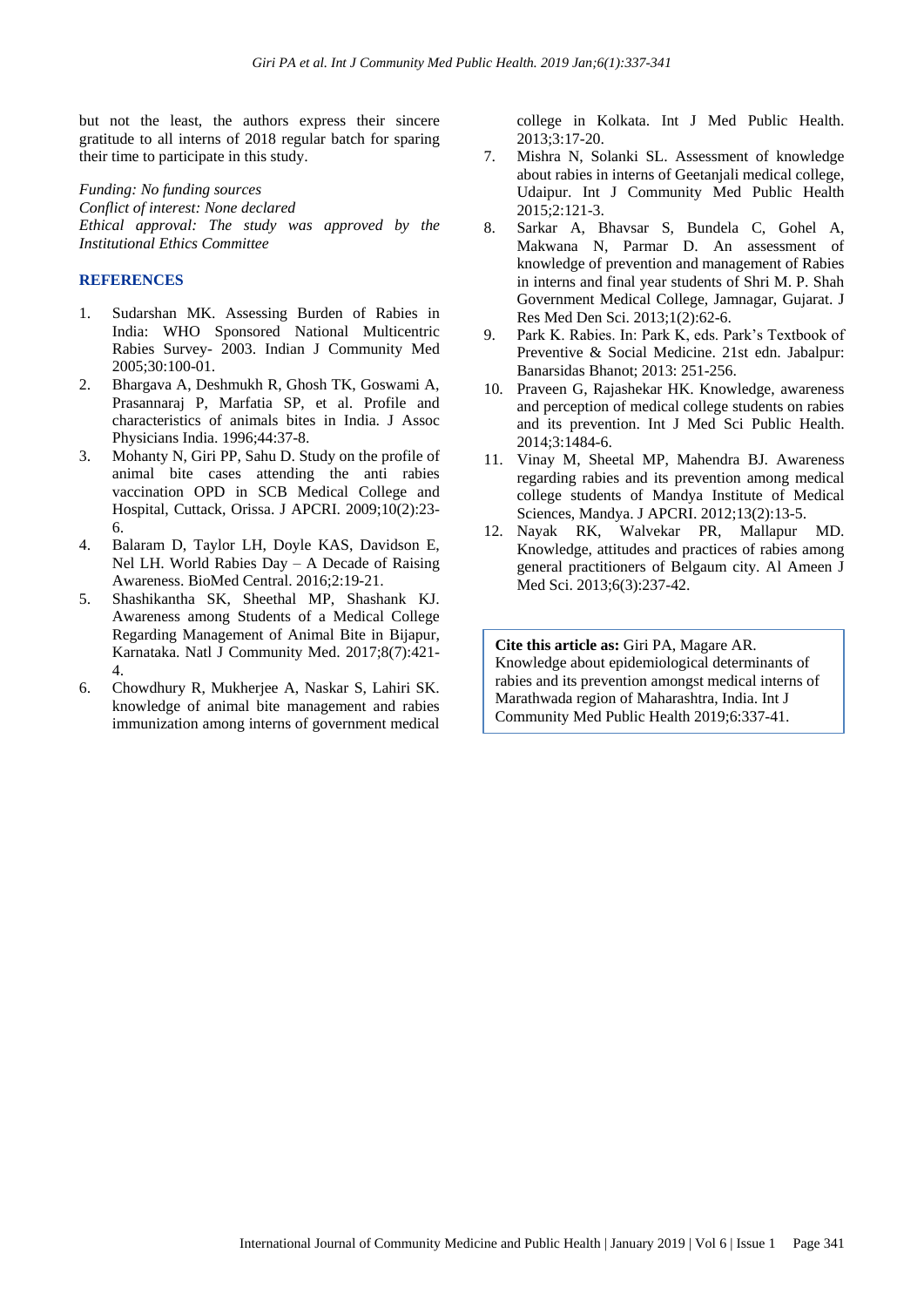but not the least, the authors express their sincere gratitude to all interns of 2018 regular batch for sparing their time to participate in this study.

*Funding: No funding sources*
*Conflict of interest: None declared*
*Ethical approval: The study was approved by the Institutional Ethics Committee*

## REFERENCES

1. Sudarshan MK. Assessing Burden of Rabies in India: WHO Sponsored National Multicentric Rabies Survey- 2003. Indian J Community Med 2005;30:100-01.
2. Bhargava A, Deshmukh R, Ghosh TK, Goswami A, Prasannaraj P, Marfatia SP, et al. Profile and characteristics of animals bites in India. J Assoc Physicians India. 1996;44:37-8.
3. Mohanty N, Giri PP, Sahu D. Study on the profile of animal bite cases attending the anti rabies vaccination OPD in SCB Medical College and Hospital, Cuttack, Orissa. J APCRI. 2009;10(2):23-6.
4. Balaram D, Taylor LH, Doyle KAS, Davidson E, Nel LH. World Rabies Day – A Decade of Raising Awareness. BioMed Central. 2016;2:19-21.
5. Shashikantha SK, Sheethal MP, Shashank KJ. Awareness among Students of a Medical College Regarding Management of Animal Bite in Bijapur, Karnataka. Natl J Community Med. 2017;8(7):421-4.
6. Chowdhury R, Mukherjee A, Naskar S, Lahiri SK. knowledge of animal bite management and rabies immunization among interns of government medical college in Kolkata. Int J Med Public Health. 2013;3:17-20.
7. Mishra N, Solanki SL. Assessment of knowledge about rabies in interns of Geetanjali medical college, Udaipur. Int J Community Med Public Health 2015;2:121-3.
8. Sarkar A, Bhavsar S, Bundela C, Gohel A, Makwana N, Parmar D. An assessment of knowledge of prevention and management of Rabies in interns and final year students of Shri M. P. Shah Government Medical College, Jamnagar, Gujarat. J Res Med Den Sci. 2013;1(2):62-6.
9. Park K. Rabies. In: Park K, eds. Park's Textbook of Preventive & Social Medicine. 21st edn. Jabalpur: Banarsidas Bhanot; 2013: 251-256.
10. Praveen G, Rajashekar HK. Knowledge, awareness and perception of medical college students on rabies and its prevention. Int J Med Sci Public Health. 2014;3:1484-6.
11. Vinay M, Sheetal MP, Mahendra BJ. Awareness regarding rabies and its prevention among medical college students of Mandya Institute of Medical Sciences, Mandya. J APCRI. 2012;13(2):13-5.
12. Nayak RK, Walvekar PR, Mallapur MD. Knowledge, attitudes and practices of rabies among general practitioners of Belgaum city. Al Ameen J Med Sci. 2013;6(3):237-42.

**Cite this article as:** Giri PA, Magare AR. Knowledge about epidemiological determinants of rabies and its prevention amongst medical interns of Marathwada region of Maharashtra, India. Int J Community Med Public Health 2019;6:337-41.